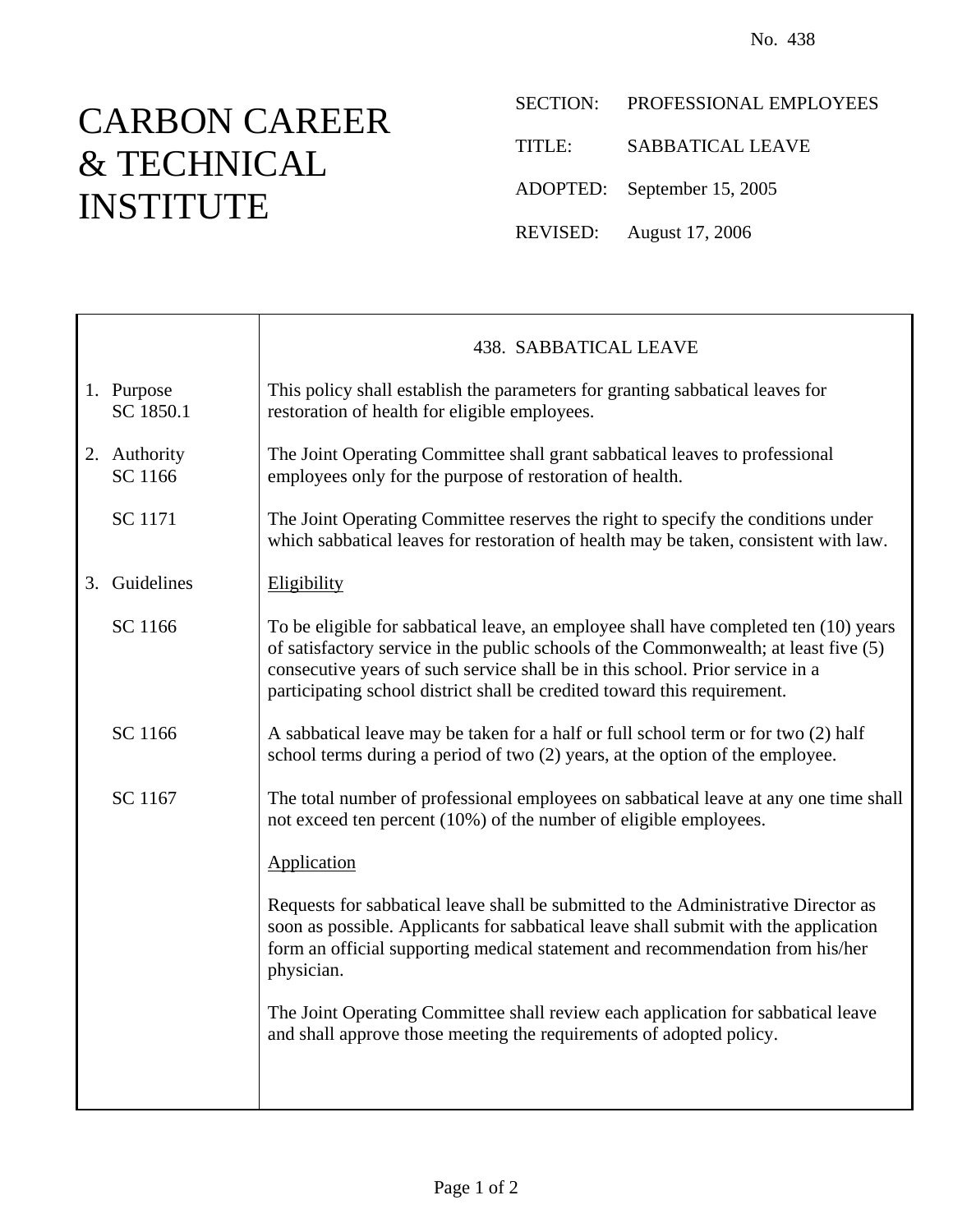No. 438

# CARBON CAREER & TECHNICAL INSTITUTE

SECTION: PROFESSIONAL EMPLOYEES

TITLE: SABBATICAL LEAVE

ADOPTED: September 15, 2005

REVISED: August 17, 2006

## 438. SABBATICAL LEAVE

| | |
|---|---|
| 1. Purpose<br>SC 1850.1 | This policy shall establish the parameters for granting sabbatical leaves for restoration of health for eligible employees. |
| 2. Authority<br>SC 1166 | The Joint Operating Committee shall grant sabbatical leaves to professional employees only for the purpose of restoration of health. |
| SC 1171 | The Joint Operating Committee reserves the right to specify the conditions under which sabbatical leaves for restoration of health may be taken, consistent with law. |
| 3. Guidelines | <u>Eligibility</u> |
| SC 1166 | To be eligible for sabbatical leave, an employee shall have completed ten (10) years of satisfactory service in the public schools of the Commonwealth; at least five (5) consecutive years of such service shall be in this school. Prior service in a participating school district shall be credited toward this requirement. |
| SC 1166 | A sabbatical leave may be taken for a half or full school term or for two (2) half school terms during a period of two (2) years, at the option of the employee. |
| SC 1167 | The total number of professional employees on sabbatical leave at any one time shall not exceed ten percent (10%) of the number of eligible employees. |
| | <u>Application</u> |
| | Requests for sabbatical leave shall be submitted to the Administrative Director as soon as possible. Applicants for sabbatical leave shall submit with the application form an official supporting medical statement and recommendation from his/her physician. |
| | The Joint Operating Committee shall review each application for sabbatical leave and shall approve those meeting the requirements of adopted policy. |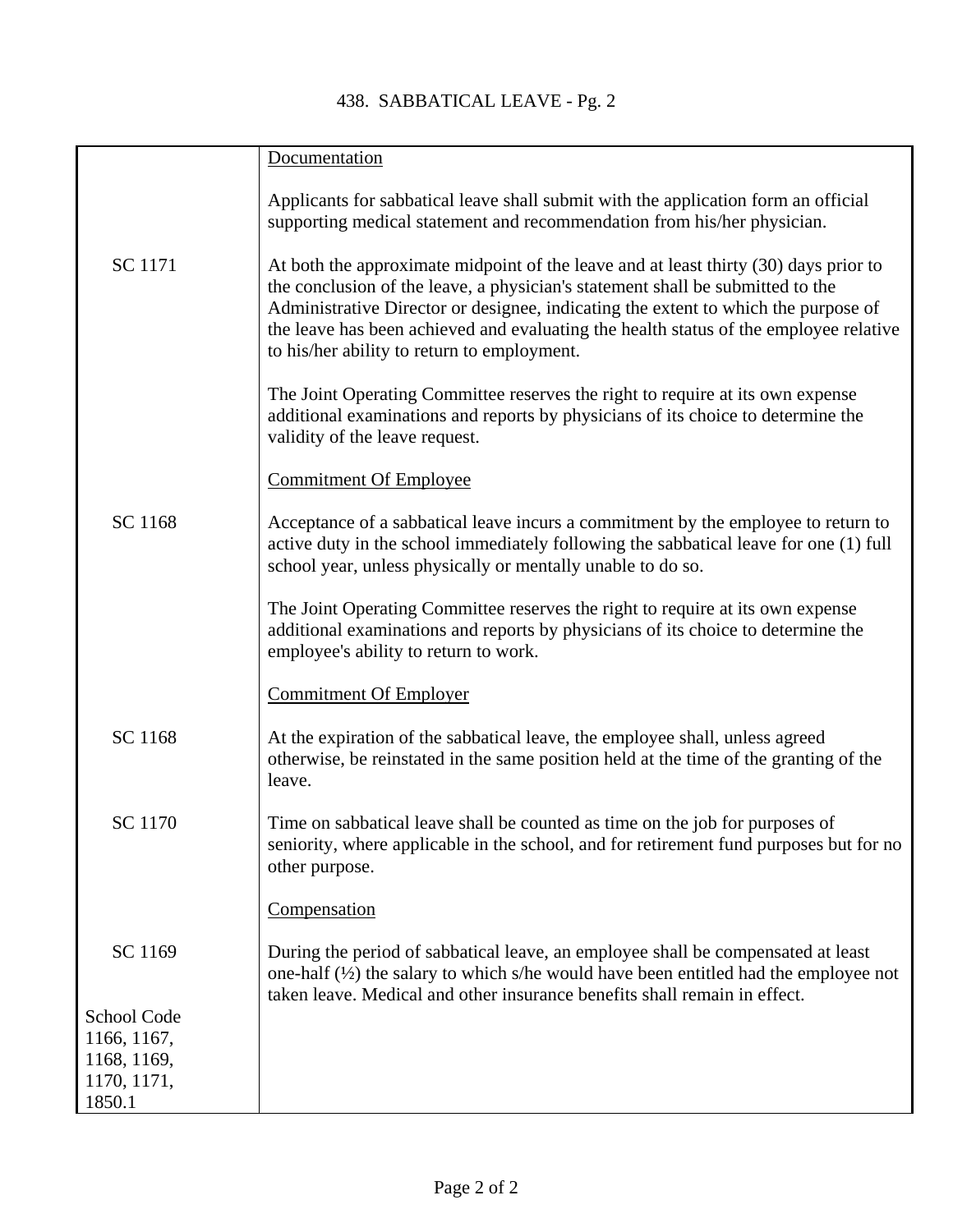| | |
|---|---|
| | Documentation |
| | Applicants for sabbatical leave shall submit with the application form an official supporting medical statement and recommendation from his/her physician. |
| SC 1171 | At both the approximate midpoint of the leave and at least thirty (30) days prior to the conclusion of the leave, a physician's statement shall be submitted to the Administrative Director or designee, indicating the extent to which the purpose of the leave has been achieved and evaluating the health status of the employee relative to his/her ability to return to employment. |
| | The Joint Operating Committee reserves the right to require at its own expense additional examinations and reports by physicians of its choice to determine the validity of the leave request. |
| | Commitment Of Employee |
| SC 1168 | Acceptance of a sabbatical leave incurs a commitment by the employee to return to active duty in the school immediately following the sabbatical leave for one (1) full school year, unless physically or mentally unable to do so. |
| | The Joint Operating Committee reserves the right to require at its own expense additional examinations and reports by physicians of its choice to determine the employee's ability to return to work. |
| | Commitment Of Employer |
| SC 1168 | At the expiration of the sabbatical leave, the employee shall, unless agreed otherwise, be reinstated in the same position held at the time of the granting of the leave. |
| SC 1170 | Time on sabbatical leave shall be counted as time on the job for purposes of seniority, where applicable in the school, and for retirement fund purposes but for no other purpose. |
| | Compensation |
| SC 1169 | During the period of sabbatical leave, an employee shall be compensated at least one-half (½) the salary to which s/he would have been entitled had the employee not taken leave. Medical and other insurance benefits shall remain in effect. |
| School Code 1166, 1167, 1168, 1169, 1170, 1171, 1850.1 | |